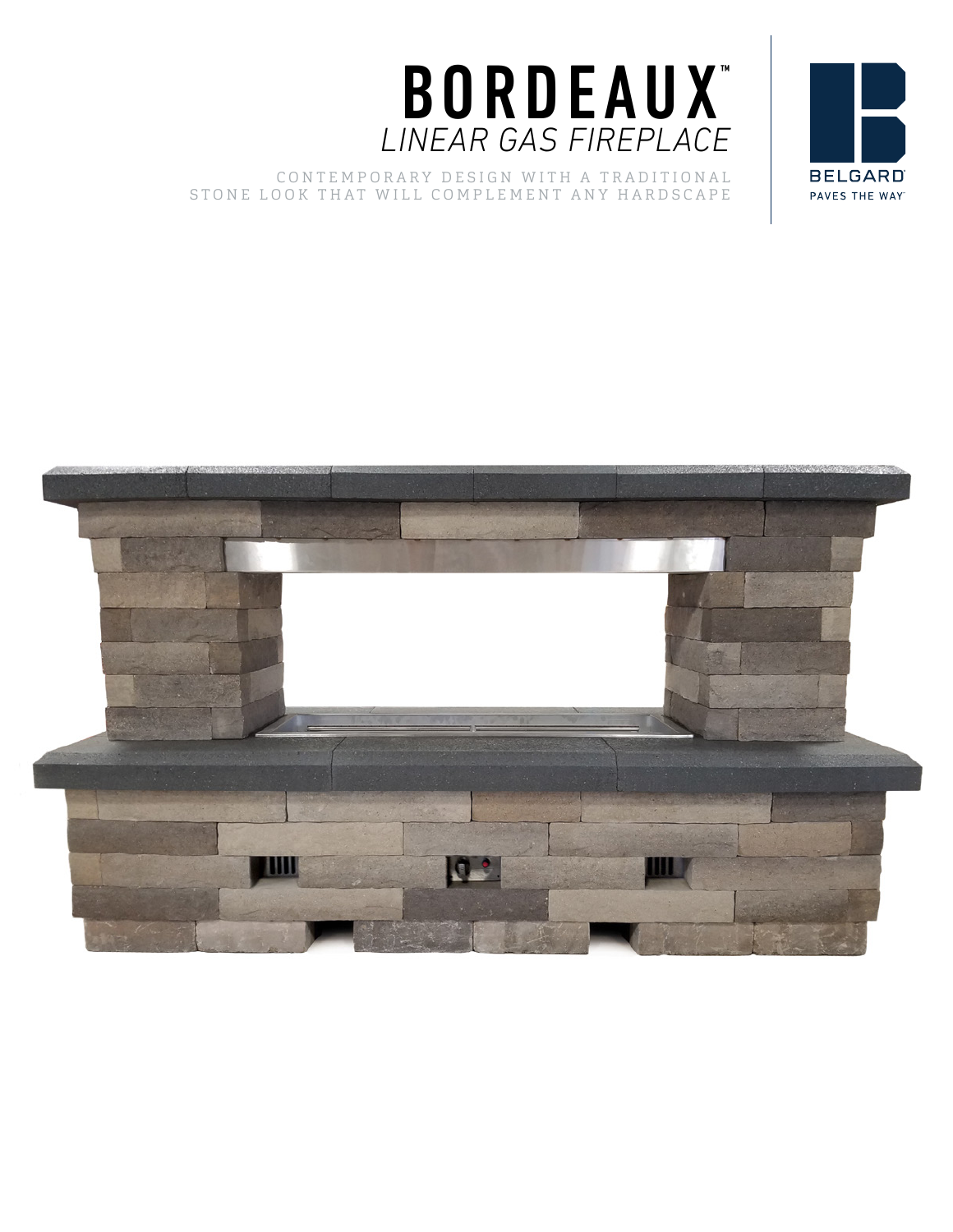# BORDEAUX™

## *LINEAR GAS FIREPLACE*

CONTEMPORARY DESIGN WITH A TRADITIONAL STONE LOOK THAT WILL COMPLEMENT ANY HARDSCAPE

BELGARD®

PAVES THE WAY™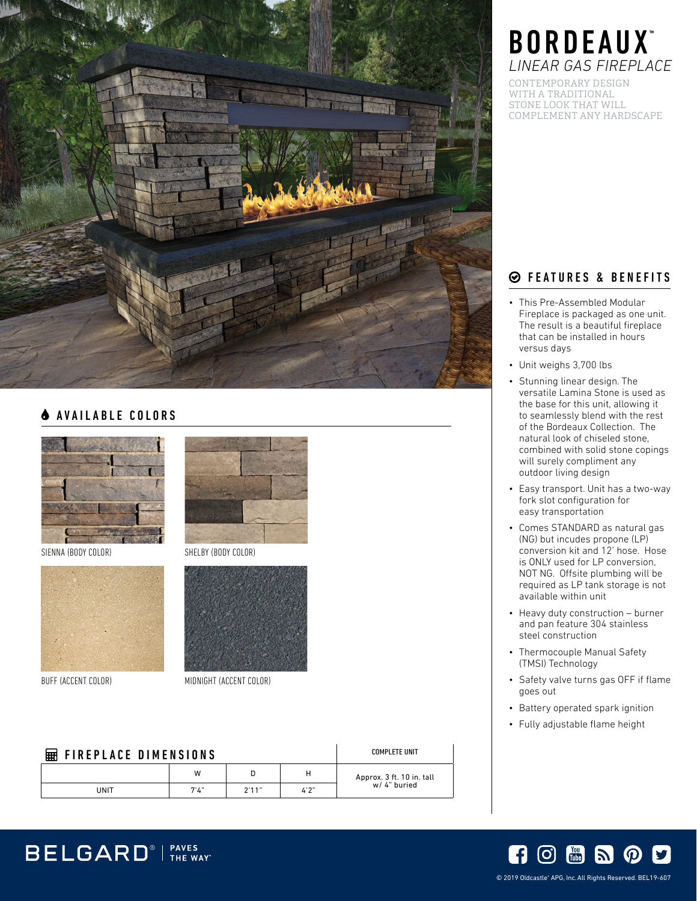# BORDEAUX™

## *LINEAR GAS FIREPLACE*

CONTEMPORARY DESIGN WITH A TRADITIONAL STONE LOOK THAT WILL COMPLEMENT ANY HARDSCAPE

## FEATURES & BENEFITS

- This Pre-Assembled Modular Fireplace is packaged as one unit. The result is a beautiful fireplace that can be installed in hours versus days
- Unit weighs 3,700 lbs
- Stunning linear design. The versatile Lamina Stone is used as the base for this unit, allowing it to seamlessly blend with the rest of the Bordeaux Collection. The natural look of chiseled stone, combined with solid stone copings will surely compliment any outdoor living design
- Easy transport. Unit has a two-way fork slot configuration for easy transportation
- Comes STANDARD as natural gas (NG) but incudes propone (LP) conversion kit and 12' hose. Hose is ONLY used for LP conversion, NOT NG. Offsite plumbing will be required as LP tank storage is not available within unit
- Heavy duty construction – burner and pan feature 304 stainless steel construction
- Thermocouple Manual Safety (TMSI) Technology
- Safety valve turns gas OFF if flame goes out
- Battery operated spark ignition
- Fully adjustable flame height

## AVAILABLE COLORS

SIENNA (BODY COLOR)

SHELBY (BODY COLOR)

BUFF (ACCENT COLOR)

MIDNIGHT (ACCENT COLOR)

## FIREPLACE DIMENSIONS

| | W | D | H | COMPLETE UNIT |
|---|---|---|---|---|
| UNIT | 7'4" | 2'11" | 4'2" | Approx. 3 ft. 10 in. tall w/ 4" buried |

BELGARD® | PAVES THE WAY®

© 2019 Oldcastle® APG, Inc. All Rights Reserved. BEL19-607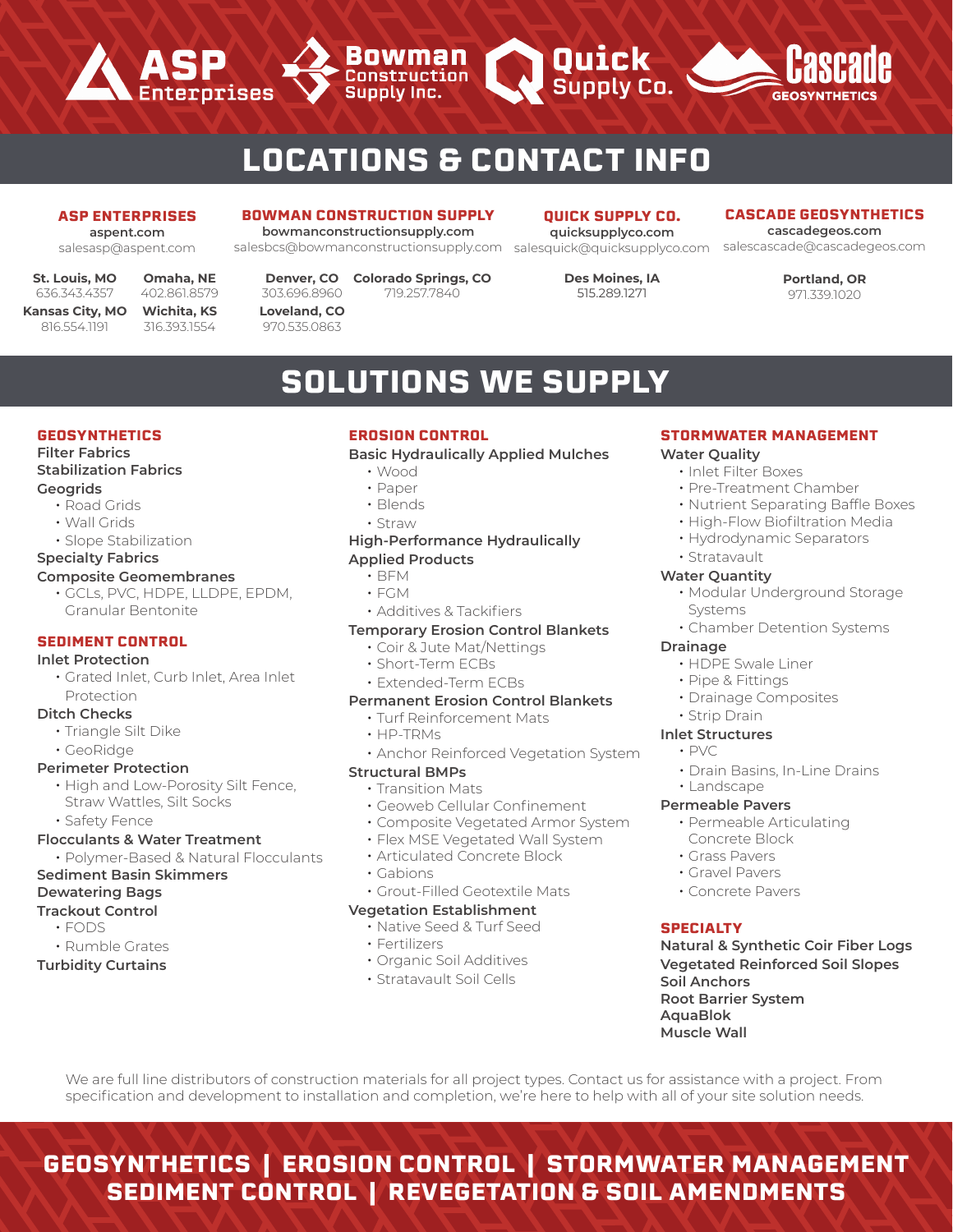ASP Enterprises | Bowman Construction Supply Inc. | Quick Supply Co. | Cascade Geosynthetics

# LOCATIONS & CONTACT INFO

### ASP ENTERPRISES

**aspent.com**
salesasp@aspent.com

**St. Louis, MO**
636.343.4357

**Omaha, NE**
402.861.8579

**Kansas City, MO**
816.554.1191

**Wichita, KS**
316.393.1554

### BOWMAN CONSTRUCTION SUPPLY

**bowmanconstructionsupply.com**
salesbcs@bowmanconstructionsupply.com

**Denver, CO**
303.696.8960

**Colorado Springs, CO**
719.257.7840

**Loveland, CO**
970.535.0863

### QUICK SUPPLY CO.

**quicksupplyco.com**
salesquick@quicksupplyco.com

**Des Moines, IA**
515.289.1271

### CASCADE GEOSYNTHETICS

**cascadegeos.com**
salescascade@cascadegeos.com

**Portland, OR**
971.339.1020

# SOLUTIONS WE SUPPLY

## GEOSYNTHETICS

**Filter Fabrics**

**Stabilization Fabrics**

**Geogrids**
- Road Grids
- Wall Grids
- Slope Stabilization

**Specialty Fabrics**

**Composite Geomembranes**
- GCLs, PVC, HDPE, LLDPE, EPDM, Granular Bentonite

## SEDIMENT CONTROL

**Inlet Protection**
- Grated Inlet, Curb Inlet, Area Inlet Protection

**Ditch Checks**
- Triangle Silt Dike
- GeoRidge

**Perimeter Protection**
- High and Low-Porosity Silt Fence, Straw Wattles, Silt Socks
- Safety Fence

**Flocculants & Water Treatment**
- Polymer-Based & Natural Flocculants

**Sediment Basin Skimmers**

**Dewatering Bags**

**Trackout Control**
- FODS
- Rumble Grates

**Turbidity Curtains**

## EROSION CONTROL

**Basic Hydraulically Applied Mulches**
- Wood
- Paper
- Blends
- Straw

**High-Performance Hydraulically Applied Products**
- BFM
- FGM
- Additives & Tackifiers

**Temporary Erosion Control Blankets**
- Coir & Jute Mat/Nettings
- Short-Term ECBs
- Extended-Term ECBs

**Permanent Erosion Control Blankets**
- Turf Reinforcement Mats
- HP-TRMs
- Anchor Reinforced Vegetation System

**Structural BMPs**
- Transition Mats
- Geoweb Cellular Confinement
- Composite Vegetated Armor System
- Flex MSE Vegetated Wall System
- Articulated Concrete Block
- Gabions
- Grout-Filled Geotextile Mats

**Vegetation Establishment**
- Native Seed & Turf Seed
- Fertilizers
- Organic Soil Additives
- Stratavault Soil Cells

## STORMWATER MANAGEMENT

**Water Quality**
- Inlet Filter Boxes
- Pre-Treatment Chamber
- Nutrient Separating Baffle Boxes
- High-Flow Biofiltration Media
- Hydrodynamic Separators
- Stratavault

**Water Quantity**
- Modular Underground Storage Systems
- Chamber Detention Systems

**Drainage**
- HDPE Swale Liner
- Pipe & Fittings
- Drainage Composites
- Strip Drain

**Inlet Structures**
- PVC
- Drain Basins, In-Line Drains
- Landscape

**Permeable Pavers**
- Permeable Articulating Concrete Block
- Grass Pavers
- Gravel Pavers
- Concrete Pavers

## SPECIALTY

**Natural & Synthetic Coir Fiber Logs**

**Vegetated Reinforced Soil Slopes**

**Soil Anchors**

**Root Barrier System**

**AquaBlok**

**Muscle Wall**

We are full line distributors of construction materials for all project types. Contact us for assistance with a project. From specification and development to installation and completion, we're here to help with all of your site solution needs.

**GEOSYNTHETICS | EROSION CONTROL | STORMWATER MANAGEMENT**
**SEDIMENT CONTROL | REVEGETATION & SOIL AMENDMENTS**